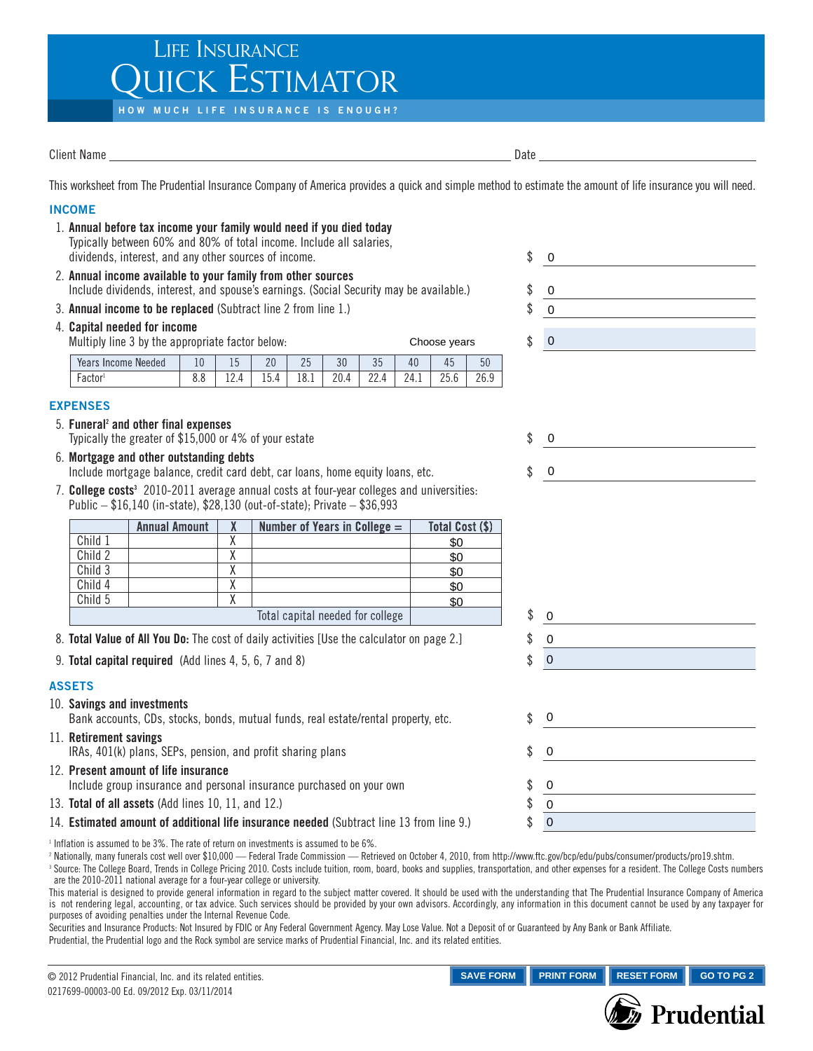# Life Insurance Quick Estimator

**HOW MUCH LIFE INSURANCE IS ENOUGH?**

Client Name ______________________________ Date ______________________

This worksheet from The Prudential Insurance Company of America provides a quick and simple method to estimate the amount of life insurance you will need.

## INCOME

1. **Annual before tax income your family would need if you died today**
   Typically between 60% and 80% of total income. Include all salaries, dividends, interest, and any other sources of income. $ 0
2. **Annual income available to your family from other sources**
   Include dividends, interest, and spouse's earnings. (Social Security may be available.) $ 0
3. **Annual income to be replaced** (Subtract line 2 from line 1.) $ 0
4. **Capital needed for income**
   Multiply line 3 by the appropriate factor below: Choose years $ 0

| Years Income Needed | 10 | 15 | 20 | 25 | 30 | 35 | 40 | 45 | 50 |
|---|---|---|---|---|---|---|---|---|---|
| Factor[1] | 8.8 | 12.4 | 15.4 | 18.1 | 20.4 | 22.4 | 24.1 | 25.6 | 26.9 |

## EXPENSES

5. **Funeral[2] and other final expenses**
   Typically the greater of $15,000 or 4% of your estate $ 0
6. **Mortgage and other outstanding debts**
   Include mortgage balance, credit card debt, car loans, home equity loans, etc. $ 0
7. **College costs[3]** 2010-2011 average annual costs at four-year colleges and universities: Public – $16,140 (in-state), $28,130 (out-of-state); Private – $36,993

| | Annual Amount | X | Number of Years in College = | Total Cost ($) |
|---|---|---|---|---|
| Child 1 | | X | | $0 |
| Child 2 | | X | | $0 |
| Child 3 | | X | | $0 |
| Child 4 | | X | | $0 |
| Child 5 | | X | | $0 |
| | | | Total capital needed for college | |

$ 0

8. **Total Value of All You Do:** The cost of daily activities [Use the calculator on page 2.] $ 0
9. **Total capital required** (Add lines 4, 5, 6, 7 and 8) $ 0

## ASSETS

10. **Savings and investments**
    Bank accounts, CDs, stocks, bonds, mutual funds, real estate/rental property, etc. $ 0
11. **Retirement savings**
    IRAs, 401(k) plans, SEPs, pension, and profit sharing plans $ 0
12. **Present amount of life insurance**
    Include group insurance and personal insurance purchased on your own $ 0
13. **Total of all assets** (Add lines 10, 11, and 12.) $ 0
14. **Estimated amount of additional life insurance needed** (Subtract line 13 from line 9.) $ 0

[1] Inflation is assumed to be 3%. The rate of return on investments is assumed to be 6%.
[2] Nationally, many funerals cost well over $10,000 — Federal Trade Commission — Retrieved on October 4, 2010, from http://www.ftc.gov/bcp/edu/pubs/consumer/products/pro19.shtm.
[3] Source: The College Board, Trends in College Pricing 2010. Costs include tuition, room, board, books and supplies, transportation, and other expenses for a resident. The College Costs numbers are the 2010-2011 national average for a four-year college or university.

This material is designed to provide general information in regard to the subject matter covered. It should be used with the understanding that The Prudential Insurance Company of America is not rendering legal, accounting, or tax advice. Such services should be provided by your own advisors. Accordingly, any information in this document cannot be used by any taxpayer for purposes of avoiding penalties under the Internal Revenue Code.

Securities and Insurance Products: Not Insured by FDIC or Any Federal Government Agency. May Lose Value. Not a Deposit of or Guaranteed by Any Bank or Bank Affiliate.

Prudential, the Prudential logo and the Rock symbol are service marks of Prudential Financial, Inc. and its related entities.

© 2012 Prudential Financial, Inc. and its related entities.
0217699-00003-00 Ed. 09/2012 Exp. 03/11/2014

SAVE FORM | PRINT FORM | RESET FORM | GO TO PG 2

Prudential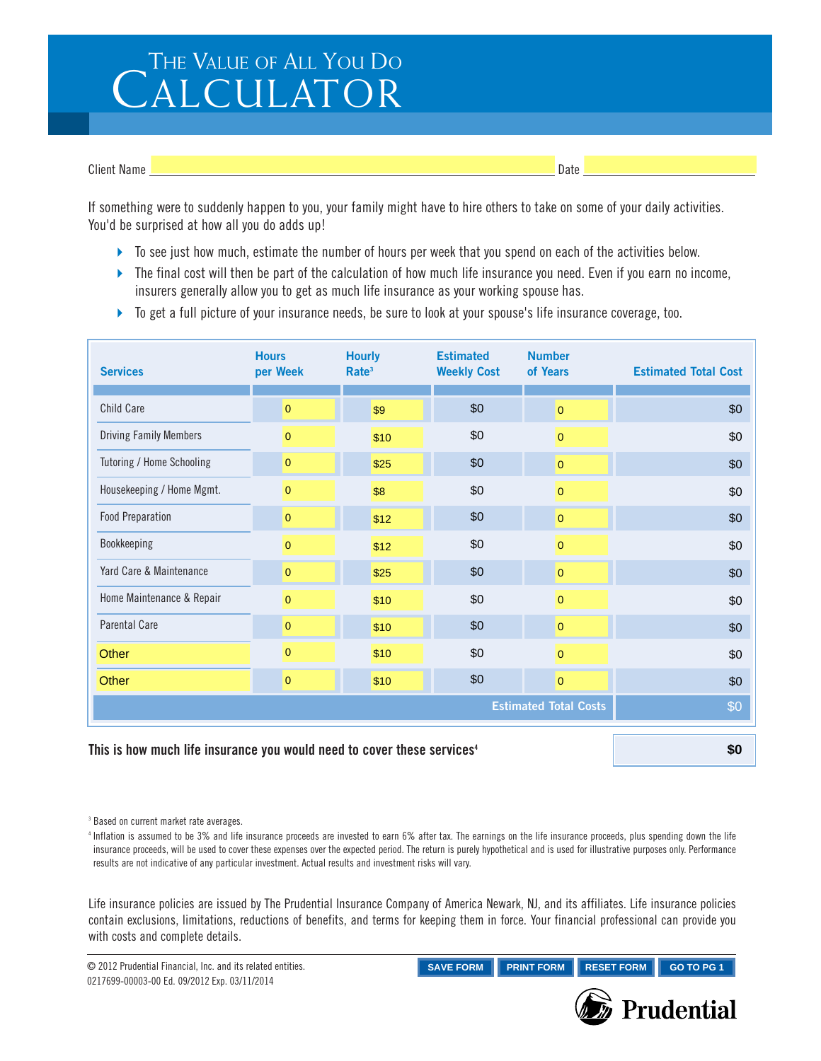# The Value of All You Do Calculator

Client Name ______________________________ Date ______________

If something were to suddenly happen to you, your family might have to hire others to take on some of your daily activities. You'd be surprised at how all you do adds up!

- To see just how much, estimate the number of hours per week that you spend on each of the activities below.
- The final cost will then be part of the calculation of how much life insurance you need. Even if you earn no income, insurers generally allow you to get as much life insurance as your working spouse has.
- To get a full picture of your insurance needs, be sure to look at your spouse's life insurance coverage, too.

| Services | Hours per Week | Hourly Rate[3] | Estimated Weekly Cost | Number of Years | Estimated Total Cost |
|---|---|---|---|---|---|
| Child Care | 0 | $9 | $0 | 0 | $0 |
| Driving Family Members | 0 | $10 | $0 | 0 | $0 |
| Tutoring / Home Schooling | 0 | $25 | $0 | 0 | $0 |
| Housekeeping / Home Mgmt. | 0 | $8 | $0 | 0 | $0 |
| Food Preparation | 0 | $12 | $0 | 0 | $0 |
| Bookkeeping | 0 | $12 | $0 | 0 | $0 |
| Yard Care & Maintenance | 0 | $25 | $0 | 0 | $0 |
| Home Maintenance & Repair | 0 | $10 | $0 | 0 | $0 |
| Parental Care | 0 | $10 | $0 | 0 | $0 |
| Other | 0 | $10 | $0 | 0 | $0 |
| Other | 0 | $10 | $0 | 0 | $0 |
| | | | | **Estimated Total Costs** | $0 |

**This is how much life insurance you would need to cover these services[4]** **$0**

[3] Based on current market rate averages.

[4] Inflation is assumed to be 3% and life insurance proceeds are invested to earn 6% after tax. The earnings on the life insurance proceeds, plus spending down the life insurance proceeds, will be used to cover these expenses over the expected period. The return is purely hypothetical and is used for illustrative purposes only. Performance results are not indicative of any particular investment. Actual results and investment risks will vary.

Life insurance policies are issued by The Prudential Insurance Company of America Newark, NJ, and its affiliates. Life insurance policies contain exclusions, limitations, reductions of benefits, and terms for keeping them in force. Your financial professional can provide you with costs and complete details.

© 2012 Prudential Financial, Inc. and its related entities.
0217699-00003-00 Ed. 09/2012 Exp. 03/11/2014

SAVE FORM | PRINT FORM | RESET FORM | GO TO PG 1

Prudential